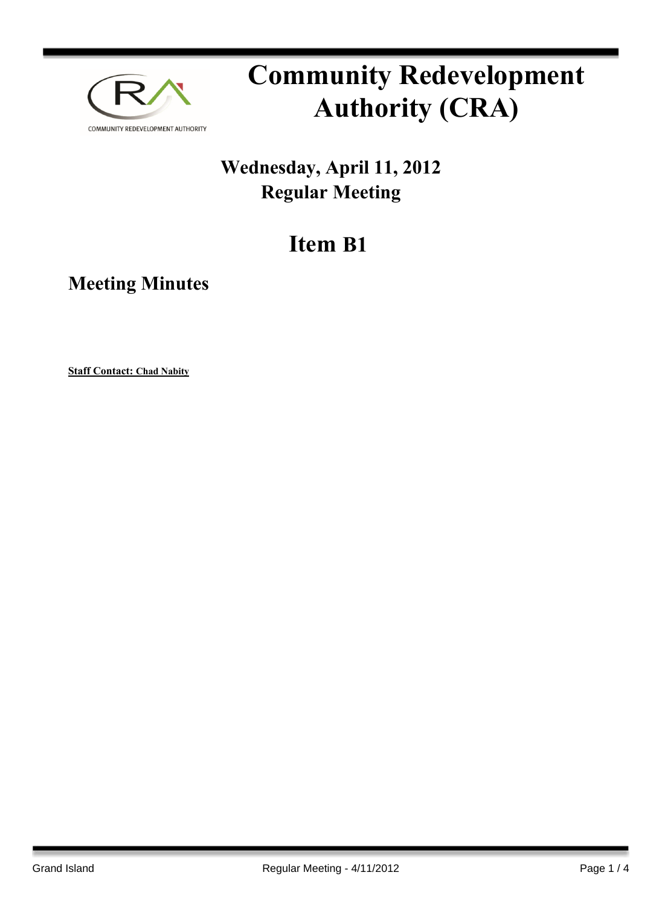# Community Redevelopment Authority (CRA)

## Wednesday, April 11, 2012
## Regular Meeting

# Item B1

## Meeting Minutes

**Staff Contact: Chad Nabity**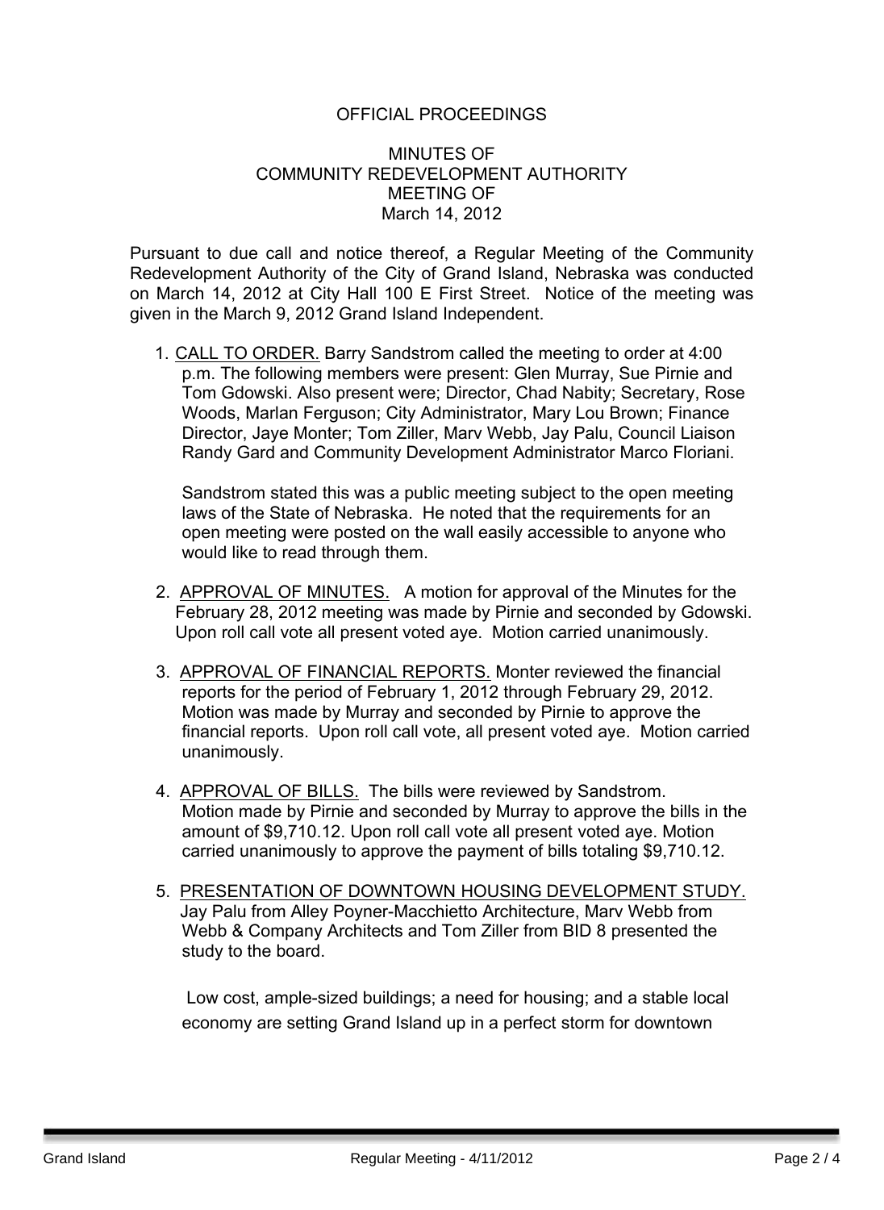OFFICIAL PROCEEDINGS

MINUTES OF
COMMUNITY REDEVELOPMENT AUTHORITY
MEETING OF
March 14, 2012

Pursuant to due call and notice thereof, a Regular Meeting of the Community Redevelopment Authority of the City of Grand Island, Nebraska was conducted on March 14, 2012 at City Hall 100 E First Street. Notice of the meeting was given in the March 9, 2012 Grand Island Independent.

1. CALL TO ORDER. Barry Sandstrom called the meeting to order at 4:00 p.m. The following members were present: Glen Murray, Sue Pirnie and Tom Gdowski. Also present were; Director, Chad Nabity; Secretary, Rose Woods, Marlan Ferguson; City Administrator, Mary Lou Brown; Finance Director, Jaye Monter; Tom Ziller, Marv Webb, Jay Palu, Council Liaison Randy Gard and Community Development Administrator Marco Floriani.

   Sandstrom stated this was a public meeting subject to the open meeting laws of the State of Nebraska. He noted that the requirements for an open meeting were posted on the wall easily accessible to anyone who would like to read through them.

2. APPROVAL OF MINUTES. A motion for approval of the Minutes for the February 28, 2012 meeting was made by Pirnie and seconded by Gdowski. Upon roll call vote all present voted aye. Motion carried unanimously.

3. APPROVAL OF FINANCIAL REPORTS. Monter reviewed the financial reports for the period of February 1, 2012 through February 29, 2012. Motion was made by Murray and seconded by Pirnie to approve the financial reports. Upon roll call vote, all present voted aye. Motion carried unanimously.

4. APPROVAL OF BILLS. The bills were reviewed by Sandstrom. Motion made by Pirnie and seconded by Murray to approve the bills in the amount of $9,710.12. Upon roll call vote all present voted aye. Motion carried unanimously to approve the payment of bills totaling $9,710.12.

5. PRESENTATION OF DOWNTOWN HOUSING DEVELOPMENT STUDY. Jay Palu from Alley Poyner-Macchietto Architecture, Marv Webb from Webb & Company Architects and Tom Ziller from BID 8 presented the study to the board.

   Low cost, ample-sized buildings; a need for housing; and a stable local economy are setting Grand Island up in a perfect storm for downtown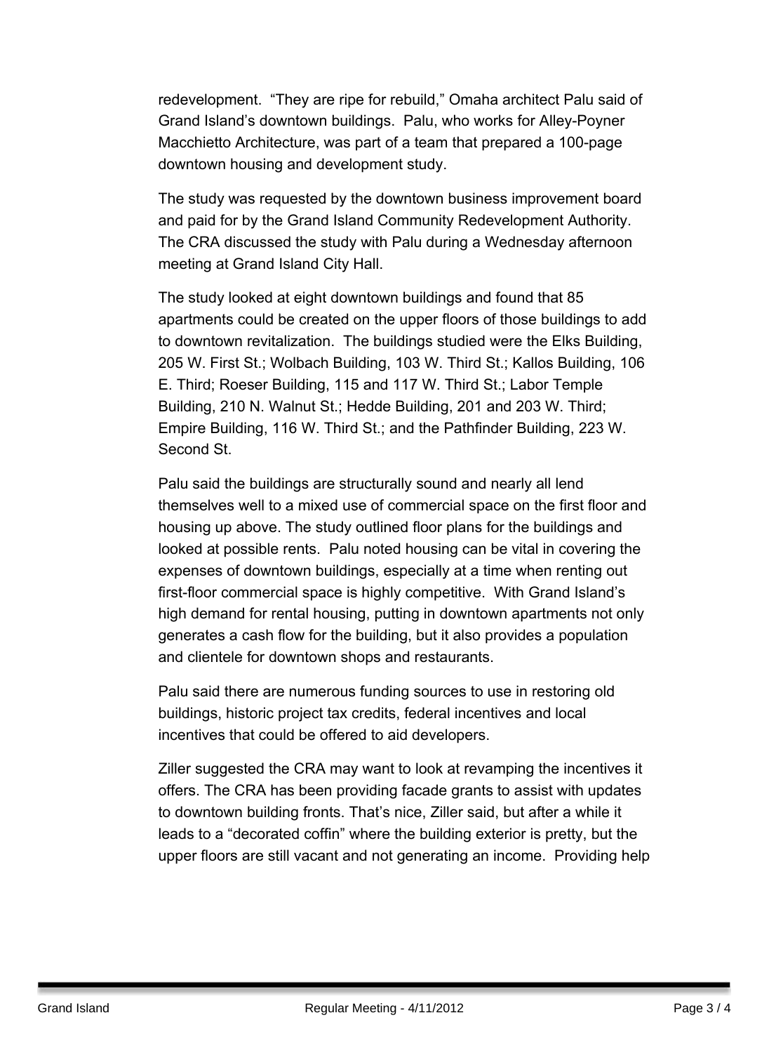redevelopment. "They are ripe for rebuild," Omaha architect Palu said of Grand Island's downtown buildings. Palu, who works for Alley-Poyner Macchietto Architecture, was part of a team that prepared a 100-page downtown housing and development study.

The study was requested by the downtown business improvement board and paid for by the Grand Island Community Redevelopment Authority. The CRA discussed the study with Palu during a Wednesday afternoon meeting at Grand Island City Hall.

The study looked at eight downtown buildings and found that 85 apartments could be created on the upper floors of those buildings to add to downtown revitalization. The buildings studied were the Elks Building, 205 W. First St.; Wolbach Building, 103 W. Third St.; Kallos Building, 106 E. Third; Roeser Building, 115 and 117 W. Third St.; Labor Temple Building, 210 N. Walnut St.; Hedde Building, 201 and 203 W. Third; Empire Building, 116 W. Third St.; and the Pathfinder Building, 223 W. Second St.

Palu said the buildings are structurally sound and nearly all lend themselves well to a mixed use of commercial space on the first floor and housing up above. The study outlined floor plans for the buildings and looked at possible rents. Palu noted housing can be vital in covering the expenses of downtown buildings, especially at a time when renting out first-floor commercial space is highly competitive. With Grand Island's high demand for rental housing, putting in downtown apartments not only generates a cash flow for the building, but it also provides a population and clientele for downtown shops and restaurants.

Palu said there are numerous funding sources to use in restoring old buildings, historic project tax credits, federal incentives and local incentives that could be offered to aid developers.

Ziller suggested the CRA may want to look at revamping the incentives it offers. The CRA has been providing facade grants to assist with updates to downtown building fronts. That's nice, Ziller said, but after a while it leads to a "decorated coffin" where the building exterior is pretty, but the upper floors are still vacant and not generating an income. Providing help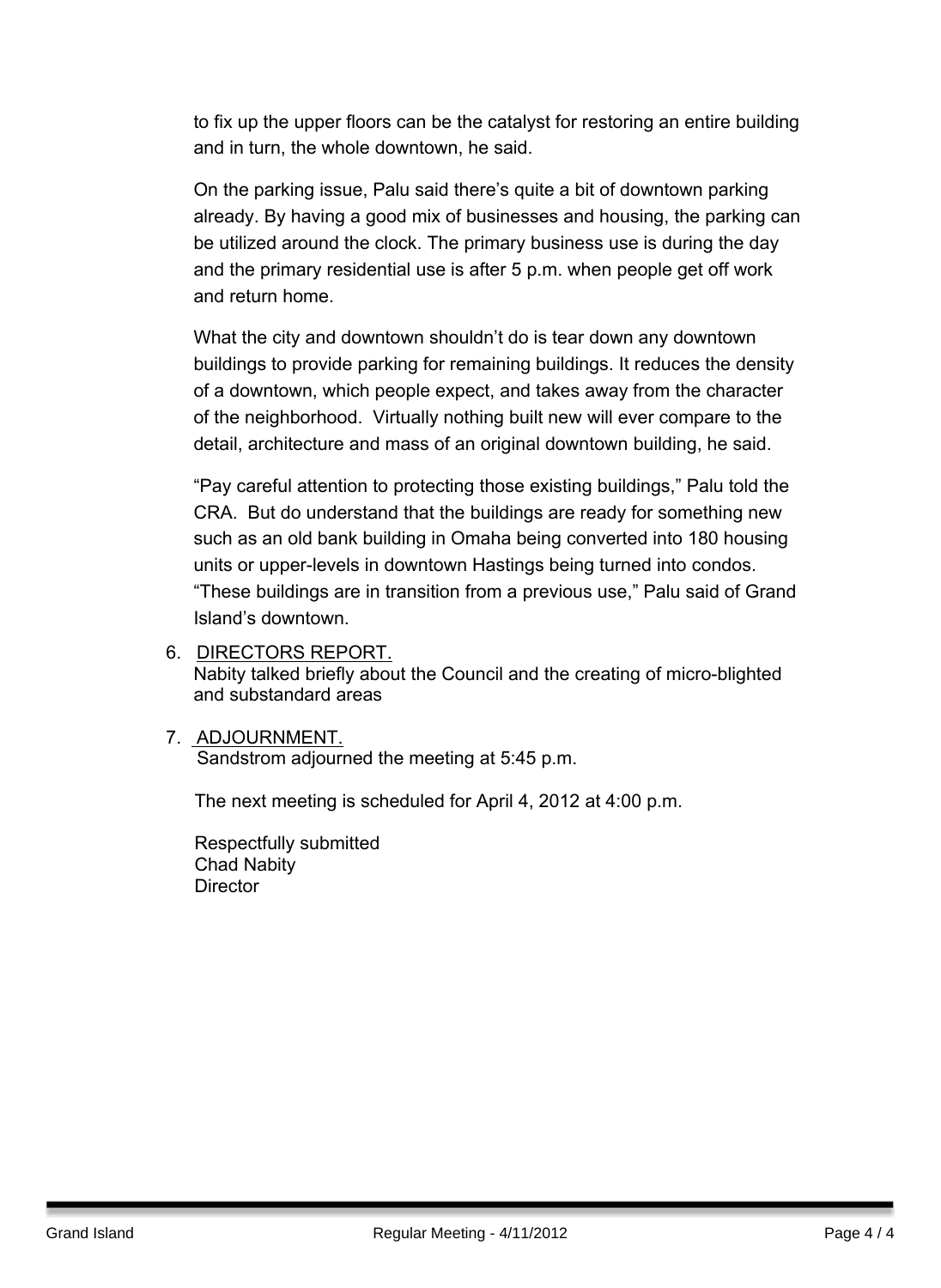to fix up the upper floors can be the catalyst for restoring an entire building and in turn, the whole downtown, he said.

On the parking issue, Palu said there's quite a bit of downtown parking already. By having a good mix of businesses and housing, the parking can be utilized around the clock. The primary business use is during the day and the primary residential use is after 5 p.m. when people get off work and return home.

What the city and downtown shouldn't do is tear down any downtown buildings to provide parking for remaining buildings. It reduces the density of a downtown, which people expect, and takes away from the character of the neighborhood. Virtually nothing built new will ever compare to the detail, architecture and mass of an original downtown building, he said.

"Pay careful attention to protecting those existing buildings," Palu told the CRA. But do understand that the buildings are ready for something new such as an old bank building in Omaha being converted into 180 housing units or upper-levels in downtown Hastings being turned into condos. "These buildings are in transition from a previous use," Palu said of Grand Island's downtown.

6. DIRECTORS REPORT.
   Nabity talked briefly about the Council and the creating of micro-blighted and substandard areas

7. ADJOURNMENT.
   Sandstrom adjourned the meeting at 5:45 p.m.

   The next meeting is scheduled for April 4, 2012 at 4:00 p.m.

   Respectfully submitted
   Chad Nabity
   Director